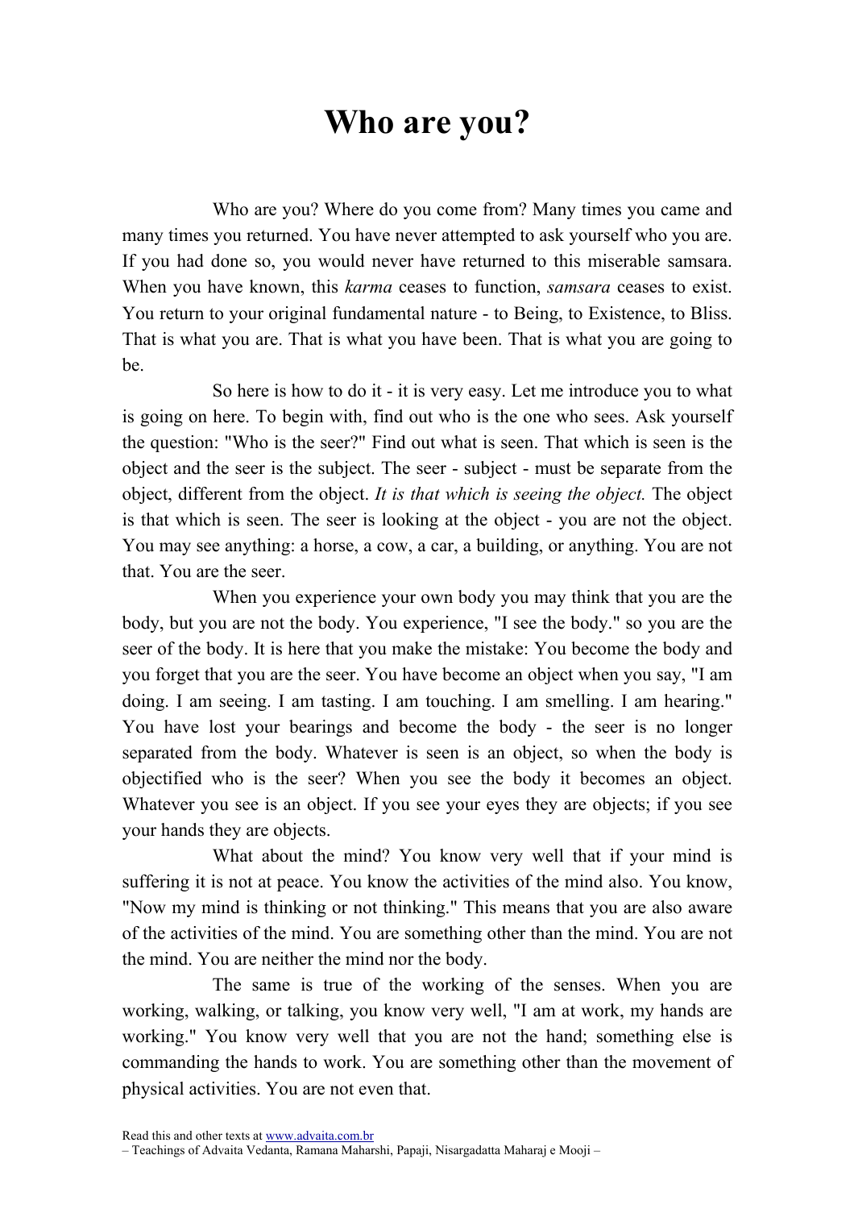# Who are you?

Who are you? Where do you come from? Many times you came and many times you returned. You have never attempted to ask yourself who you are. If you had done so, you would never have returned to this miserable samsara. When you have known, this *karma* ceases to function, *samsara* ceases to exist. You return to your original fundamental nature - to Being, to Existence, to Bliss. That is what you are. That is what you have been. That is what you are going to be.

So here is how to do it - it is very easy. Let me introduce you to what is going on here. To begin with, find out who is the one who sees. Ask yourself the question: "Who is the seer?" Find out what is seen. That which is seen is the object and the seer is the subject. The seer - subject - must be separate from the object, different from the object. *It is that which is seeing the object.* The object is that which is seen. The seer is looking at the object - you are not the object. You may see anything: a horse, a cow, a car, a building, or anything. You are not that. You are the seer.

When you experience your own body you may think that you are the body, but you are not the body. You experience, "I see the body." so you are the seer of the body. It is here that you make the mistake: You become the body and you forget that you are the seer. You have become an object when you say, "I am doing. I am seeing. I am tasting. I am touching. I am smelling. I am hearing." You have lost your bearings and become the body - the seer is no longer separated from the body. Whatever is seen is an object, so when the body is objectified who is the seer? When you see the body it becomes an object. Whatever you see is an object. If you see your eyes they are objects; if you see your hands they are objects.

What about the mind? You know very well that if your mind is suffering it is not at peace. You know the activities of the mind also. You know, "Now my mind is thinking or not thinking." This means that you are also aware of the activities of the mind. You are something other than the mind. You are not the mind. You are neither the mind nor the body.

The same is true of the working of the senses. When you are working, walking, or talking, you know very well, "I am at work, my hands are working." You know very well that you are not the hand; something else is commanding the hands to work. You are something other than the movement of physical activities. You are not even that.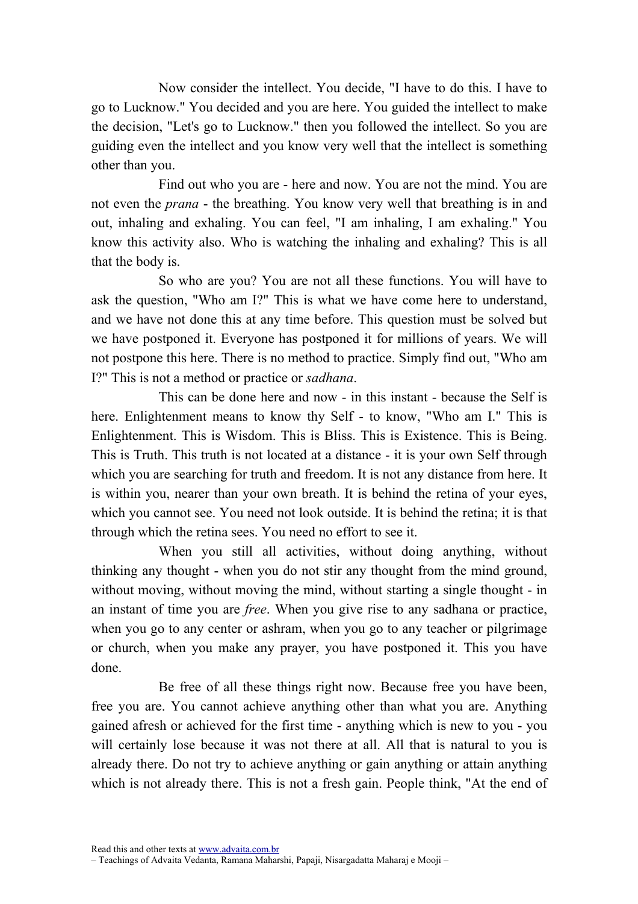Now consider the intellect. You decide, "I have to do this. I have to go to Lucknow." You decided and you are here. You guided the intellect to make the decision, "Let's go to Lucknow." then you followed the intellect. So you are guiding even the intellect and you know very well that the intellect is something other than you.

Find out who you are - here and now. You are not the mind. You are not even the *prana* - the breathing. You know very well that breathing is in and out, inhaling and exhaling. You can feel, "I am inhaling, I am exhaling." You know this activity also. Who is watching the inhaling and exhaling? This is all that the body is.

So who are you? You are not all these functions. You will have to ask the question, "Who am I?" This is what we have come here to understand, and we have not done this at any time before. This question must be solved but we have postponed it. Everyone has postponed it for millions of years. We will not postpone this here. There is no method to practice. Simply find out, "Who am I?" This is not a method or practice or *sadhana*.

This can be done here and now - in this instant - because the Self is here. Enlightenment means to know thy Self - to know, "Who am I." This is Enlightenment. This is Wisdom. This is Bliss. This is Existence. This is Being. This is Truth. This truth is not located at a distance - it is your own Self through which you are searching for truth and freedom. It is not any distance from here. It is within you, nearer than your own breath. It is behind the retina of your eyes, which you cannot see. You need not look outside. It is behind the retina; it is that through which the retina sees. You need no effort to see it.

When you still all activities, without doing anything, without thinking any thought - when you do not stir any thought from the mind ground, without moving, without moving the mind, without starting a single thought - in an instant of time you are *free*. When you give rise to any sadhana or practice, when you go to any center or ashram, when you go to any teacher or pilgrimage or church, when you make any prayer, you have postponed it. This you have done.

Be free of all these things right now. Because free you have been, free you are. You cannot achieve anything other than what you are. Anything gained afresh or achieved for the first time - anything which is new to you - you will certainly lose because it was not there at all. All that is natural to you is already there. Do not try to achieve anything or gain anything or attain anything which is not already there. This is not a fresh gain. People think, "At the end of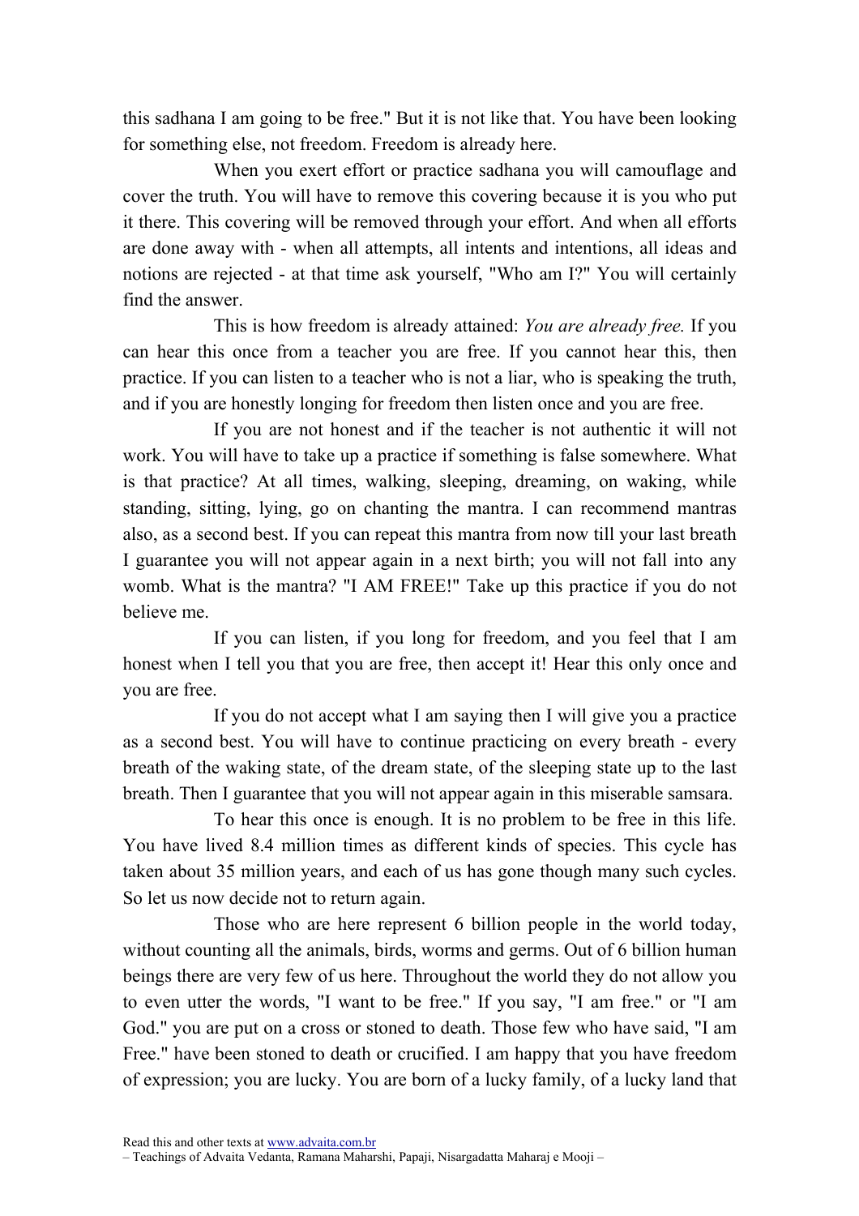this sadhana I am going to be free." But it is not like that. You have been looking for something else, not freedom. Freedom is already here.

When you exert effort or practice sadhana you will camouflage and cover the truth. You will have to remove this covering because it is you who put it there. This covering will be removed through your effort. And when all efforts are done away with - when all attempts, all intents and intentions, all ideas and notions are rejected - at that time ask yourself, "Who am I?" You will certainly find the answer.

This is how freedom is already attained: *You are already free.* If you can hear this once from a teacher you are free. If you cannot hear this, then practice. If you can listen to a teacher who is not a liar, who is speaking the truth, and if you are honestly longing for freedom then listen once and you are free.

If you are not honest and if the teacher is not authentic it will not work. You will have to take up a practice if something is false somewhere. What is that practice? At all times, walking, sleeping, dreaming, on waking, while standing, sitting, lying, go on chanting the mantra. I can recommend mantras also, as a second best. If you can repeat this mantra from now till your last breath I guarantee you will not appear again in a next birth; you will not fall into any womb. What is the mantra? "I AM FREE!" Take up this practice if you do not believe me.

If you can listen, if you long for freedom, and you feel that I am honest when I tell you that you are free, then accept it! Hear this only once and you are free.

If you do not accept what I am saying then I will give you a practice as a second best. You will have to continue practicing on every breath - every breath of the waking state, of the dream state, of the sleeping state up to the last breath. Then I guarantee that you will not appear again in this miserable samsara.

To hear this once is enough. It is no problem to be free in this life. You have lived 8.4 million times as different kinds of species. This cycle has taken about 35 million years, and each of us has gone though many such cycles. So let us now decide not to return again.

Those who are here represent 6 billion people in the world today, without counting all the animals, birds, worms and germs. Out of 6 billion human beings there are very few of us here. Throughout the world they do not allow you to even utter the words, "I want to be free." If you say, "I am free." or "I am God." you are put on a cross or stoned to death. Those few who have said, "I am Free." have been stoned to death or crucified. I am happy that you have freedom of expression; you are lucky. You are born of a lucky family, of a lucky land that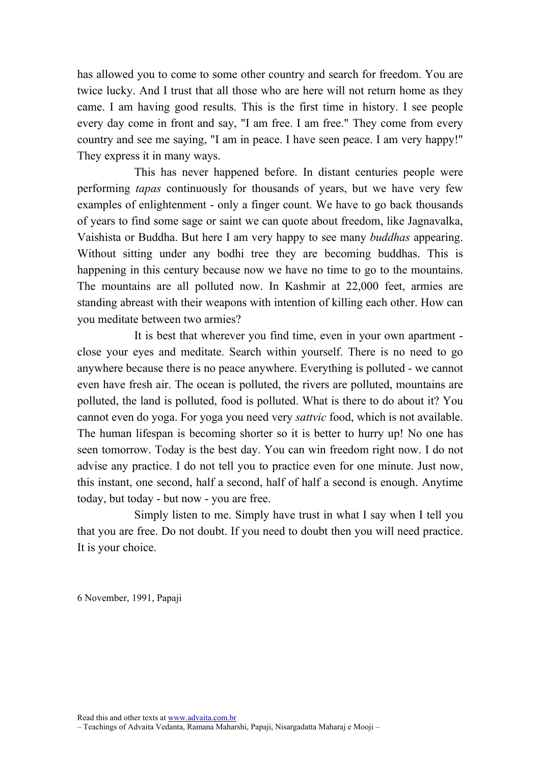has allowed you to come to some other country and search for freedom. You are twice lucky. And I trust that all those who are here will not return home as they came. I am having good results. This is the first time in history. I see people every day come in front and say, "I am free. I am free." They come from every country and see me saying, "I am in peace. I have seen peace. I am very happy!" They express it in many ways.

This has never happened before. In distant centuries people were performing *tapas* continuously for thousands of years, but we have very few examples of enlightenment - only a finger count. We have to go back thousands of years to find some sage or saint we can quote about freedom, like Jagnavalka, Vaishista or Buddha. But here I am very happy to see many *buddhas* appearing. Without sitting under any bodhi tree they are becoming buddhas. This is happening in this century because now we have no time to go to the mountains. The mountains are all polluted now. In Kashmir at 22,000 feet, armies are standing abreast with their weapons with intention of killing each other. How can you meditate between two armies?

It is best that wherever you find time, even in your own apartment - close your eyes and meditate. Search within yourself. There is no need to go anywhere because there is no peace anywhere. Everything is polluted - we cannot even have fresh air. The ocean is polluted, the rivers are polluted, mountains are polluted, the land is polluted, food is polluted. What is there to do about it? You cannot even do yoga. For yoga you need very *sattvic* food, which is not available. The human lifespan is becoming shorter so it is better to hurry up! No one has seen tomorrow. Today is the best day. You can win freedom right now. I do not advise any practice. I do not tell you to practice even for one minute. Just now, this instant, one second, half a second, half of half a second is enough. Anytime today, but today - but now - you are free.

Simply listen to me. Simply have trust in what I say when I tell you that you are free. Do not doubt. If you need to doubt then you will need practice. It is your choice.

6 November, 1991, Papaji